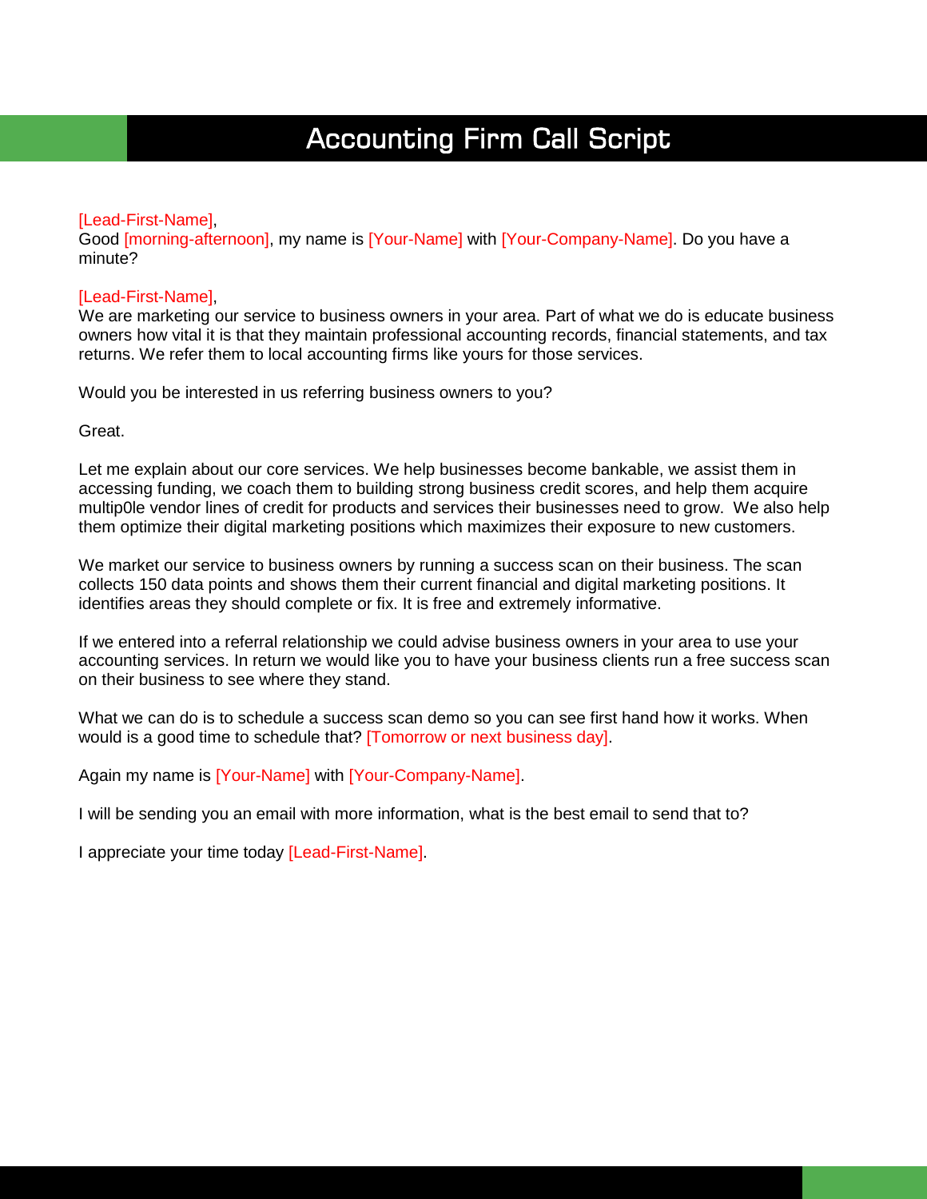# Accounting Firm Call Script

[Lead-First-Name],
Good [morning-afternoon], my name is [Your-Name] with [Your-Company-Name]. Do you have a minute?

[Lead-First-Name],
We are marketing our service to business owners in your area. Part of what we do is educate business owners how vital it is that they maintain professional accounting records, financial statements, and tax returns. We refer them to local accounting firms like yours for those services.

Would you be interested in us referring business owners to you?

Great.

Let me explain about our core services. We help businesses become bankable, we assist them in accessing funding, we coach them to building strong business credit scores, and help them acquire multip0le vendor lines of credit for products and services their businesses need to grow. We also help them optimize their digital marketing positions which maximizes their exposure to new customers.

We market our service to business owners by running a success scan on their business. The scan collects 150 data points and shows them their current financial and digital marketing positions. It identifies areas they should complete or fix. It is free and extremely informative.

If we entered into a referral relationship we could advise business owners in your area to use your accounting services. In return we would like you to have your business clients run a free success scan on their business to see where they stand.

What we can do is to schedule a success scan demo so you can see first hand how it works. When would is a good time to schedule that? [Tomorrow or next business day].

Again my name is [Your-Name] with [Your-Company-Name].

I will be sending you an email with more information, what is the best email to send that to?

I appreciate your time today [Lead-First-Name].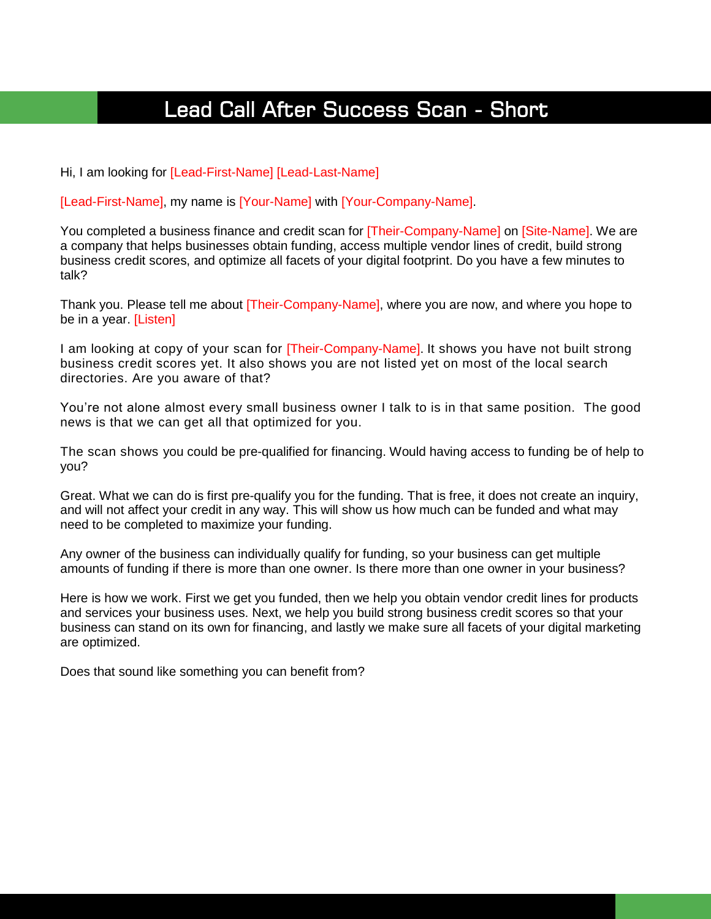# Lead Call After Success Scan - Short

Hi, I am looking for [Lead-First-Name] [Lead-Last-Name]

[Lead-First-Name], my name is [Your-Name] with [Your-Company-Name].

You completed a business finance and credit scan for [Their-Company-Name] on [Site-Name]. We are a company that helps businesses obtain funding, access multiple vendor lines of credit, build strong business credit scores, and optimize all facets of your digital footprint. Do you have a few minutes to talk?

Thank you. Please tell me about [Their-Company-Name], where you are now, and where you hope to be in a year. [Listen]

I am looking at copy of your scan for [Their-Company-Name]. It shows you have not built strong business credit scores yet. It also shows you are not listed yet on most of the local search directories. Are you aware of that?

You're not alone almost every small business owner I talk to is in that same position. The good news is that we can get all that optimized for you.

The scan shows you could be pre-qualified for financing. Would having access to funding be of help to you?

Great. What we can do is first pre-qualify you for the funding. That is free, it does not create an inquiry, and will not affect your credit in any way. This will show us how much can be funded and what may need to be completed to maximize your funding.

Any owner of the business can individually qualify for funding, so your business can get multiple amounts of funding if there is more than one owner. Is there more than one owner in your business?

Here is how we work. First we get you funded, then we help you obtain vendor credit lines for products and services your business uses. Next, we help you build strong business credit scores so that your business can stand on its own for financing, and lastly we make sure all facets of your digital marketing are optimized.

Does that sound like something you can benefit from?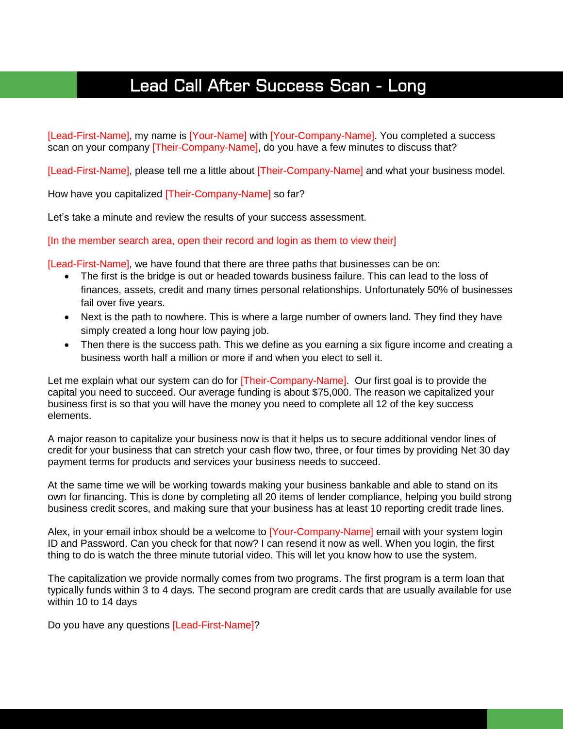# Lead Call After Success Scan - Long

[Lead-First-Name], my name is [Your-Name] with [Your-Company-Name]. You completed a success scan on your company [Their-Company-Name], do you have a few minutes to discuss that?

[Lead-First-Name], please tell me a little about [Their-Company-Name] and what your business model.

How have you capitalized [Their-Company-Name] so far?

Let's take a minute and review the results of your success assessment.

[In the member search area, open their record and login as them to view their]

[Lead-First-Name], we have found that there are three paths that businesses can be on:

- The first is the bridge is out or headed towards business failure. This can lead to the loss of finances, assets, credit and many times personal relationships. Unfortunately 50% of businesses fail over five years.
- Next is the path to nowhere. This is where a large number of owners land. They find they have simply created a long hour low paying job.
- Then there is the success path. This we define as you earning a six figure income and creating a business worth half a million or more if and when you elect to sell it.

Let me explain what our system can do for [Their-Company-Name]. Our first goal is to provide the capital you need to succeed. Our average funding is about $75,000. The reason we capitalized your business first is so that you will have the money you need to complete all 12 of the key success elements.

A major reason to capitalize your business now is that it helps us to secure additional vendor lines of credit for your business that can stretch your cash flow two, three, or four times by providing Net 30 day payment terms for products and services your business needs to succeed.

At the same time we will be working towards making your business bankable and able to stand on its own for financing. This is done by completing all 20 items of lender compliance, helping you build strong business credit scores, and making sure that your business has at least 10 reporting credit trade lines.

Alex, in your email inbox should be a welcome to [Your-Company-Name] email with your system login ID and Password. Can you check for that now? I can resend it now as well. When you login, the first thing to do is watch the three minute tutorial video. This will let you know how to use the system.

The capitalization we provide normally comes from two programs. The first program is a term loan that typically funds within 3 to 4 days. The second program are credit cards that are usually available for use within 10 to 14 days

Do you have any questions [Lead-First-Name]?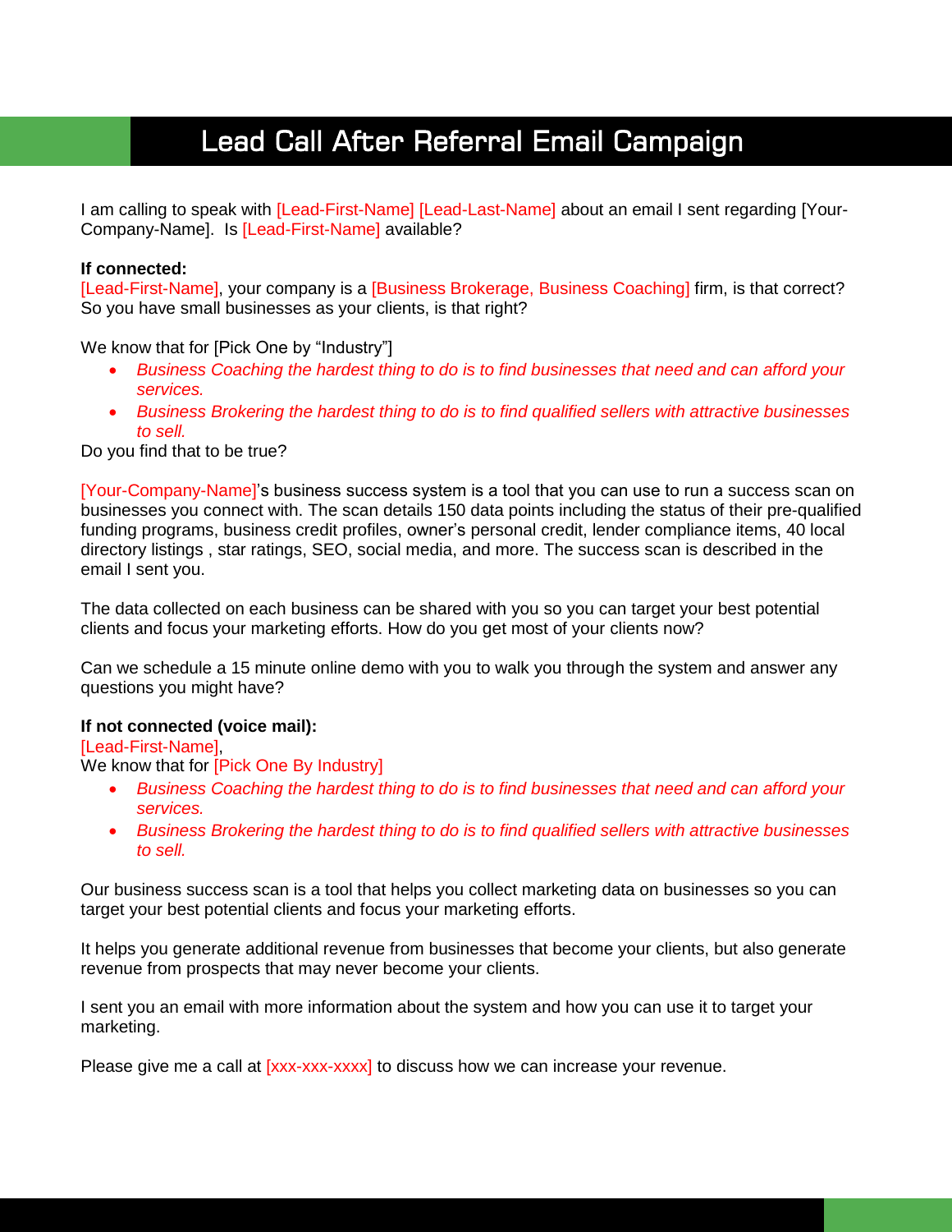# Lead Call After Referral Email Campaign

I am calling to speak with [Lead-First-Name] [Lead-Last-Name] about an email I sent regarding [Your-Company-Name]. Is [Lead-First-Name] available?

**If connected:**
[Lead-First-Name], your company is a [Business Brokerage, Business Coaching] firm, is that correct? So you have small businesses as your clients, is that right?

We know that for [Pick One by "Industry"]

- *Business Coaching the hardest thing to do is to find businesses that need and can afford your services.*
- *Business Brokering the hardest thing to do is to find qualified sellers with attractive businesses to sell.*

Do you find that to be true?

[Your-Company-Name]'s business success system is a tool that you can use to run a success scan on businesses you connect with. The scan details 150 data points including the status of their pre-qualified funding programs, business credit profiles, owner's personal credit, lender compliance items, 40 local directory listings , star ratings, SEO, social media, and more. The success scan is described in the email I sent you.

The data collected on each business can be shared with you so you can target your best potential clients and focus your marketing efforts. How do you get most of your clients now?

Can we schedule a 15 minute online demo with you to walk you through the system and answer any questions you might have?

**If not connected (voice mail):**
[Lead-First-Name],
We know that for [Pick One By Industry]

- *Business Coaching the hardest thing to do is to find businesses that need and can afford your services.*
- *Business Brokering the hardest thing to do is to find qualified sellers with attractive businesses to sell.*

Our business success scan is a tool that helps you collect marketing data on businesses so you can target your best potential clients and focus your marketing efforts.

It helps you generate additional revenue from businesses that become your clients, but also generate revenue from prospects that may never become your clients.

I sent you an email with more information about the system and how you can use it to target your marketing.

Please give me a call at [xxx-xxx-xxxx] to discuss how we can increase your revenue.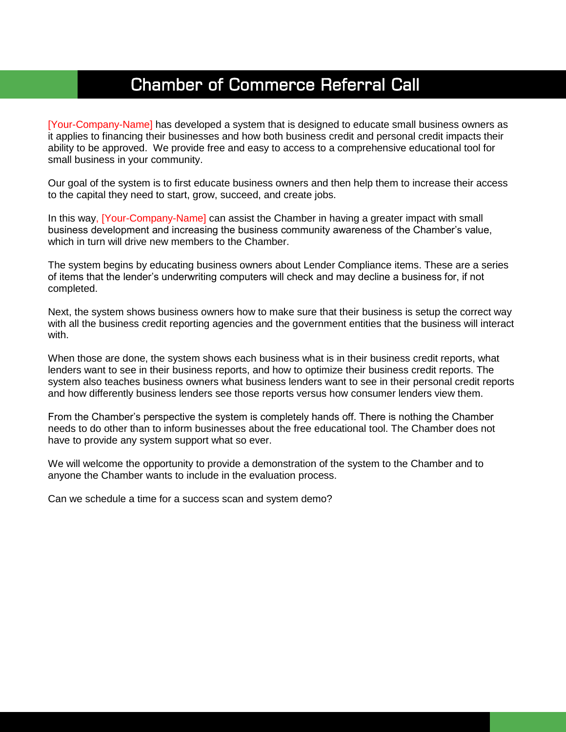# Chamber of Commerce Referral Call

[Your-Company-Name] has developed a system that is designed to educate small business owners as it applies to financing their businesses and how both business credit and personal credit impacts their ability to be approved. We provide free and easy to access to a comprehensive educational tool for small business in your community.

Our goal of the system is to first educate business owners and then help them to increase their access to the capital they need to start, grow, succeed, and create jobs.

In this way, [Your-Company-Name] can assist the Chamber in having a greater impact with small business development and increasing the business community awareness of the Chamber's value, which in turn will drive new members to the Chamber.

The system begins by educating business owners about Lender Compliance items. These are a series of items that the lender's underwriting computers will check and may decline a business for, if not completed.

Next, the system shows business owners how to make sure that their business is setup the correct way with all the business credit reporting agencies and the government entities that the business will interact with.

When those are done, the system shows each business what is in their business credit reports, what lenders want to see in their business reports, and how to optimize their business credit reports. The system also teaches business owners what business lenders want to see in their personal credit reports and how differently business lenders see those reports versus how consumer lenders view them.

From the Chamber's perspective the system is completely hands off. There is nothing the Chamber needs to do other than to inform businesses about the free educational tool. The Chamber does not have to provide any system support what so ever.

We will welcome the opportunity to provide a demonstration of the system to the Chamber and to anyone the Chamber wants to include in the evaluation process.

Can we schedule a time for a success scan and system demo?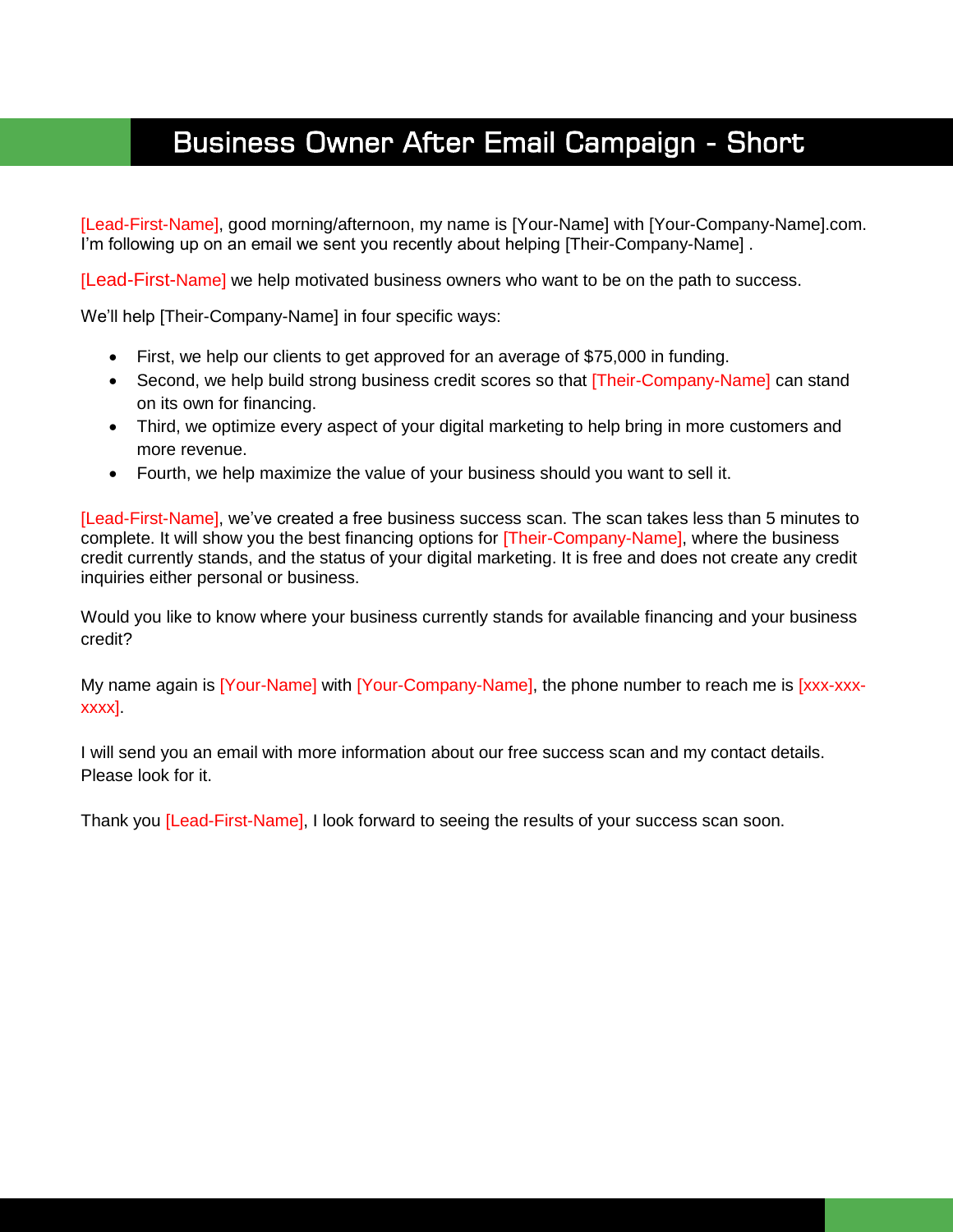# Business Owner After Email Campaign - Short

[Lead-First-Name], good morning/afternoon, my name is [Your-Name] with [Your-Company-Name].com. I'm following up on an email we sent you recently about helping [Their-Company-Name] .

[Lead-First-Name] we help motivated business owners who want to be on the path to success.

We'll help [Their-Company-Name] in four specific ways:

- First, we help our clients to get approved for an average of $75,000 in funding.
- Second, we help build strong business credit scores so that [Their-Company-Name] can stand on its own for financing.
- Third, we optimize every aspect of your digital marketing to help bring in more customers and more revenue.
- Fourth, we help maximize the value of your business should you want to sell it.

[Lead-First-Name], we've created a free business success scan. The scan takes less than 5 minutes to complete. It will show you the best financing options for [Their-Company-Name], where the business credit currently stands, and the status of your digital marketing. It is free and does not create any credit inquiries either personal or business.

Would you like to know where your business currently stands for available financing and your business credit?

My name again is [Your-Name] with [Your-Company-Name], the phone number to reach me is [xxx-xxx-xxxx].

I will send you an email with more information about our free success scan and my contact details. Please look for it.

Thank you [Lead-First-Name], I look forward to seeing the results of your success scan soon.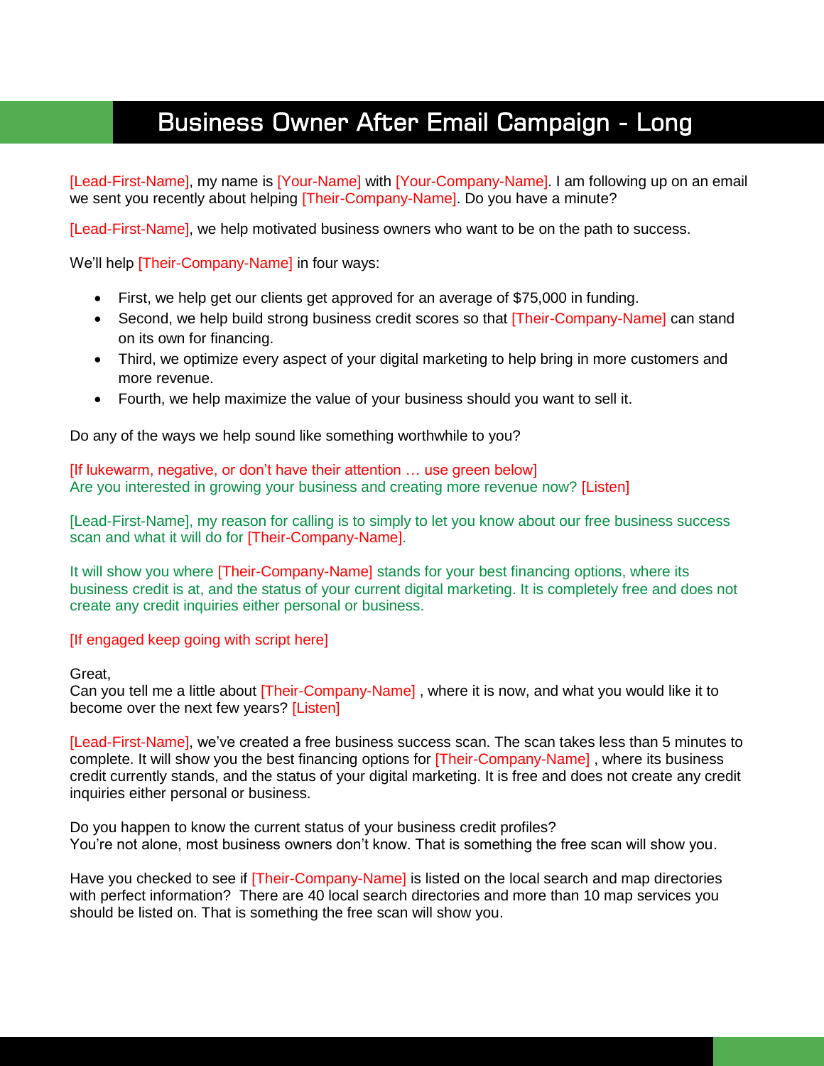# Business Owner After Email Campaign - Long

[Lead-First-Name], my name is [Your-Name] with [Your-Company-Name]. I am following up on an email we sent you recently about helping [Their-Company-Name]. Do you have a minute?

[Lead-First-Name], we help motivated business owners who want to be on the path to success.

We'll help [Their-Company-Name] in four ways:

- First, we help get our clients get approved for an average of $75,000 in funding.
- Second, we help build strong business credit scores so that [Their-Company-Name] can stand on its own for financing.
- Third, we optimize every aspect of your digital marketing to help bring in more customers and more revenue.
- Fourth, we help maximize the value of your business should you want to sell it.

Do any of the ways we help sound like something worthwhile to you?

[If lukewarm, negative, or don't have their attention … use green below]
Are you interested in growing your business and creating more revenue now? [Listen]

[Lead-First-Name], my reason for calling is to simply to let you know about our free business success scan and what it will do for [Their-Company-Name].

It will show you where [Their-Company-Name] stands for your best financing options, where its business credit is at, and the status of your current digital marketing. It is completely free and does not create any credit inquiries either personal or business.

[If engaged keep going with script here]

Great,
Can you tell me a little about [Their-Company-Name] , where it is now, and what you would like it to become over the next few years? [Listen]

[Lead-First-Name], we've created a free business success scan. The scan takes less than 5 minutes to complete. It will show you the best financing options for [Their-Company-Name] , where its business credit currently stands, and the status of your digital marketing. It is free and does not create any credit inquiries either personal or business.

Do you happen to know the current status of your business credit profiles?
You're not alone, most business owners don't know. That is something the free scan will show you.

Have you checked to see if [Their-Company-Name] is listed on the local search and map directories with perfect information? There are 40 local search directories and more than 10 map services you should be listed on. That is something the free scan will show you.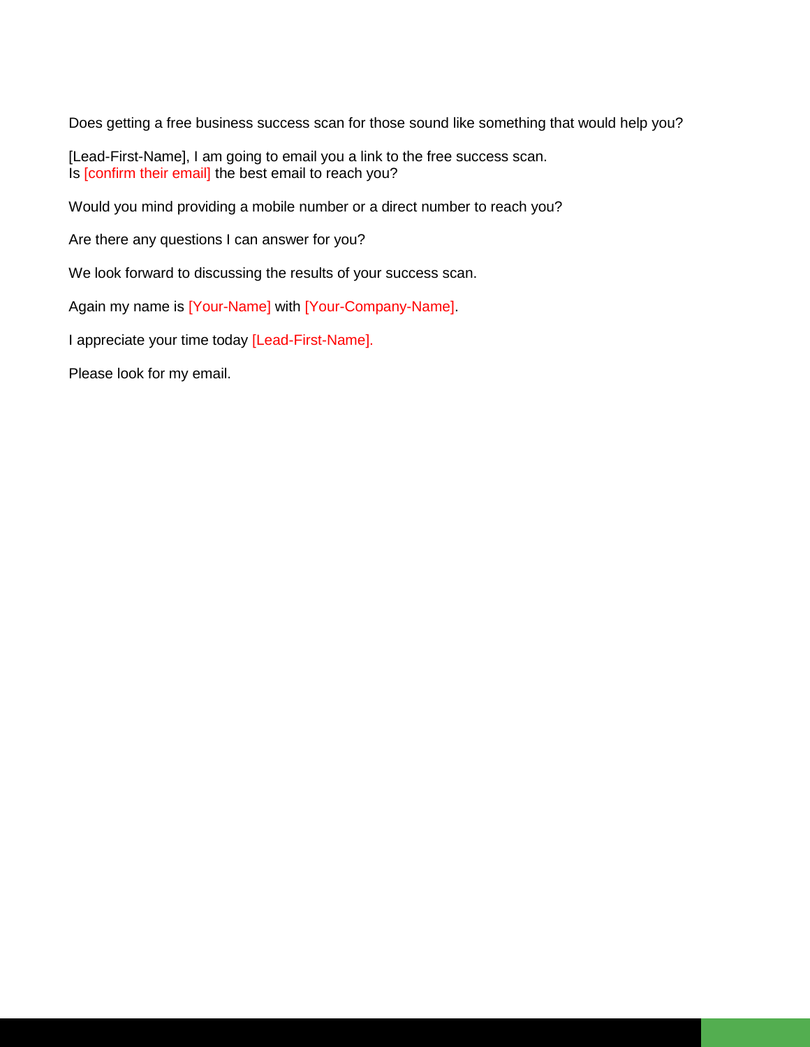Does getting a free business success scan for those sound like something that would help you?

[Lead-First-Name], I am going to email you a link to the free success scan.
Is [confirm their email] the best email to reach you?

Would you mind providing a mobile number or a direct number to reach you?

Are there any questions I can answer for you?

We look forward to discussing the results of your success scan.

Again my name is [Your-Name] with [Your-Company-Name].

I appreciate your time today [Lead-First-Name].

Please look for my email.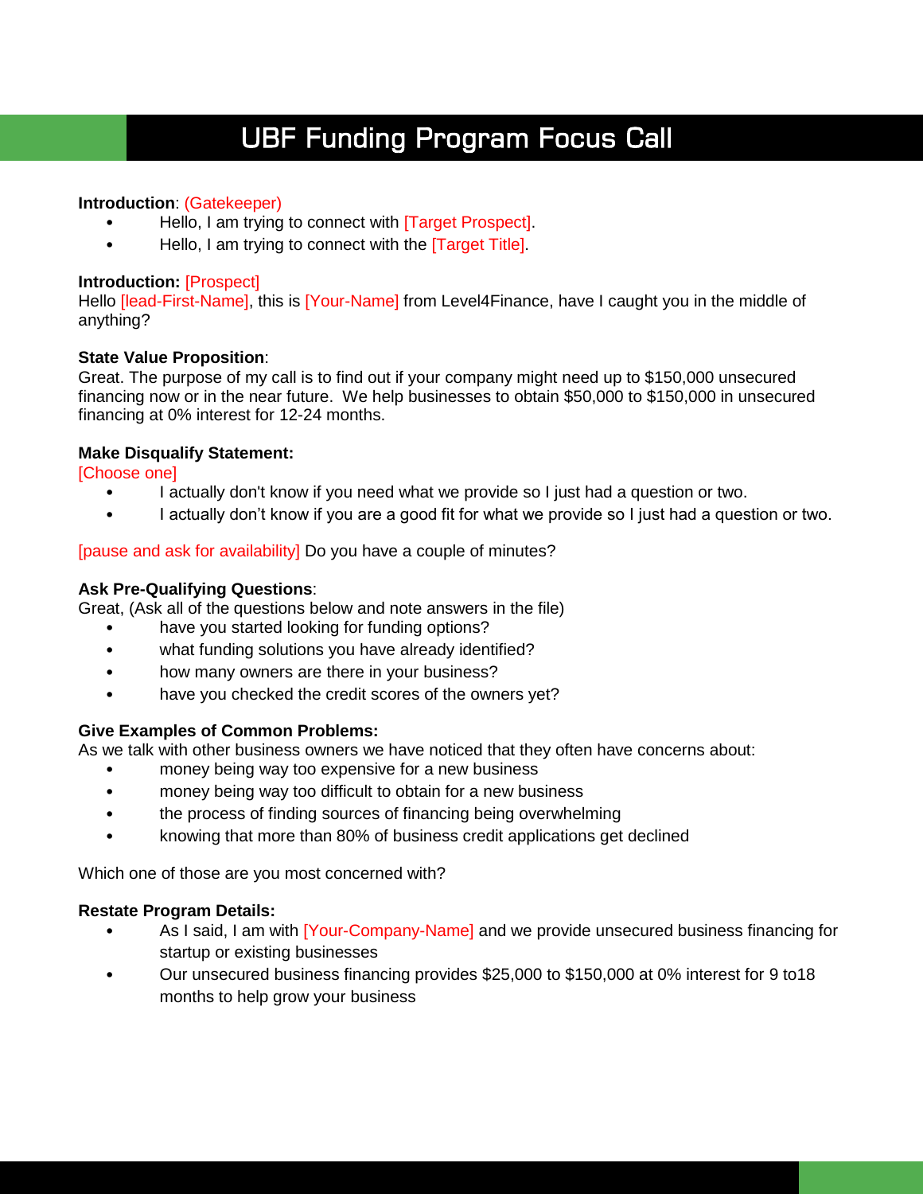# UBF Funding Program Focus Call

**Introduction**: (Gatekeeper)

- Hello, I am trying to connect with [Target Prospect].
- Hello, I am trying to connect with the [Target Title].

**Introduction:** [Prospect]
Hello [lead-First-Name], this is [Your-Name] from Level4Finance, have I caught you in the middle of anything?

**State Value Proposition**:
Great. The purpose of my call is to find out if your company might need up to $150,000 unsecured financing now or in the near future. We help businesses to obtain $50,000 to $150,000 in unsecured financing at 0% interest for 12-24 months.

**Make Disqualify Statement:**
[Choose one]

- I actually don't know if you need what we provide so I just had a question or two.
- I actually don't know if you are a good fit for what we provide so I just had a question or two.

[pause and ask for availability] Do you have a couple of minutes?

**Ask Pre-Qualifying Questions**:
Great, (Ask all of the questions below and note answers in the file)

- have you started looking for funding options?
- what funding solutions you have already identified?
- how many owners are there in your business?
- have you checked the credit scores of the owners yet?

**Give Examples of Common Problems:**
As we talk with other business owners we have noticed that they often have concerns about:

- money being way too expensive for a new business
- money being way too difficult to obtain for a new business
- the process of finding sources of financing being overwhelming
- knowing that more than 80% of business credit applications get declined

Which one of those are you most concerned with?

**Restate Program Details:**

- As I said, I am with [Your-Company-Name] and we provide unsecured business financing for startup or existing businesses
- Our unsecured business financing provides $25,000 to $150,000 at 0% interest for 9 to18 months to help grow your business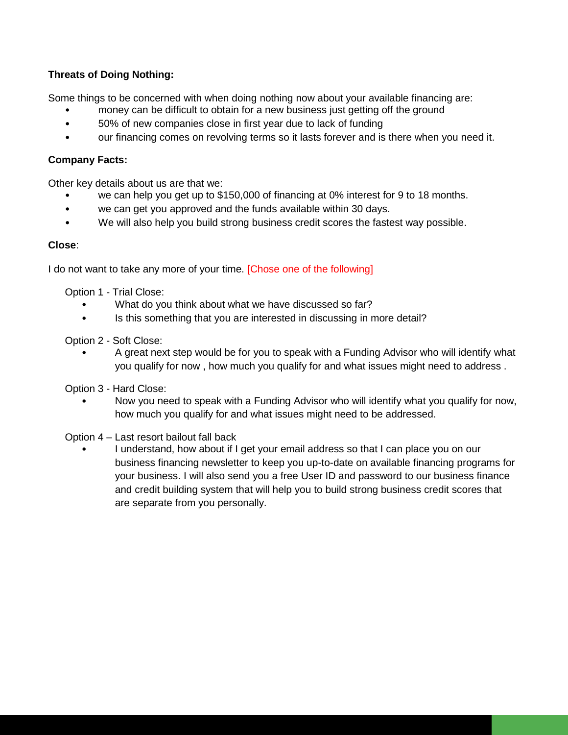**Threats of Doing Nothing:**

Some things to be concerned with when doing nothing now about your available financing are:

- money can be difficult to obtain for a new business just getting off the ground
- 50% of new companies close in first year due to lack of funding
- our financing comes on revolving terms so it lasts forever and is there when you need it.

**Company Facts:**

Other key details about us are that we:

- we can help you get up to $150,000 of financing at 0% interest for 9 to 18 months.
- we can get you approved and the funds available within 30 days.
- We will also help you build strong business credit scores the fastest way possible.

**Close**:

I do not want to take any more of your time. [Chose one of the following]

Option 1 - Trial Close:

- What do you think about what we have discussed so far?
- Is this something that you are interested in discussing in more detail?

Option 2 - Soft Close:

- A great next step would be for you to speak with a Funding Advisor who will identify what you qualify for now , how much you qualify for and what issues might need to address .

Option 3 - Hard Close:

- Now you need to speak with a Funding Advisor who will identify what you qualify for now, how much you qualify for and what issues might need to be addressed.

Option 4 – Last resort bailout fall back

- I understand, how about if I get your email address so that I can place you on our business financing newsletter to keep you up-to-date on available financing programs for your business. I will also send you a free User ID and password to our business finance and credit building system that will help you to build strong business credit scores that are separate from you personally.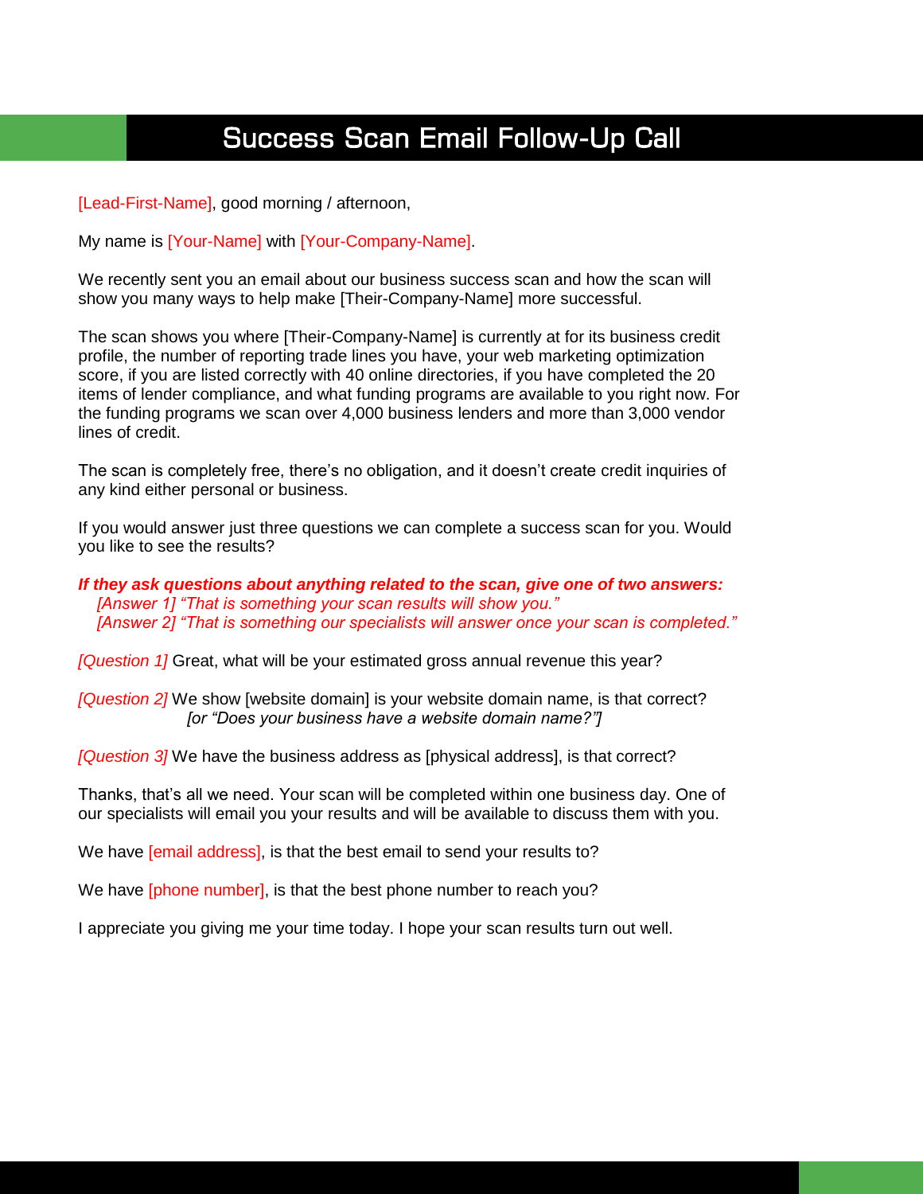# Success Scan Email Follow-Up Call

[Lead-First-Name], good morning / afternoon,

My name is [Your-Name] with [Your-Company-Name].

We recently sent you an email about our business success scan and how the scan will show you many ways to help make [Their-Company-Name] more successful.

The scan shows you where [Their-Company-Name] is currently at for its business credit profile, the number of reporting trade lines you have, your web marketing optimization score, if you are listed correctly with 40 online directories, if you have completed the 20 items of lender compliance, and what funding programs are available to you right now. For the funding programs we scan over 4,000 business lenders and more than 3,000 vendor lines of credit.

The scan is completely free, there's no obligation, and it doesn't create credit inquiries of any kind either personal or business.

If you would answer just three questions we can complete a success scan for you. Would you like to see the results?

***If they ask questions about anything related to the scan, give one of two answers:***
*[Answer 1] "That is something your scan results will show you."*
*[Answer 2] "That is something our specialists will answer once your scan is completed."*

*[Question 1]* Great, what will be your estimated gross annual revenue this year?

*[Question 2]* We show [website domain] is your website domain name, is that correct?
*[or "Does your business have a website domain name?"]*

*[Question 3]* We have the business address as [physical address], is that correct?

Thanks, that's all we need. Your scan will be completed within one business day. One of our specialists will email you your results and will be available to discuss them with you.

We have [email address], is that the best email to send your results to?

We have [phone number], is that the best phone number to reach you?

I appreciate you giving me your time today. I hope your scan results turn out well.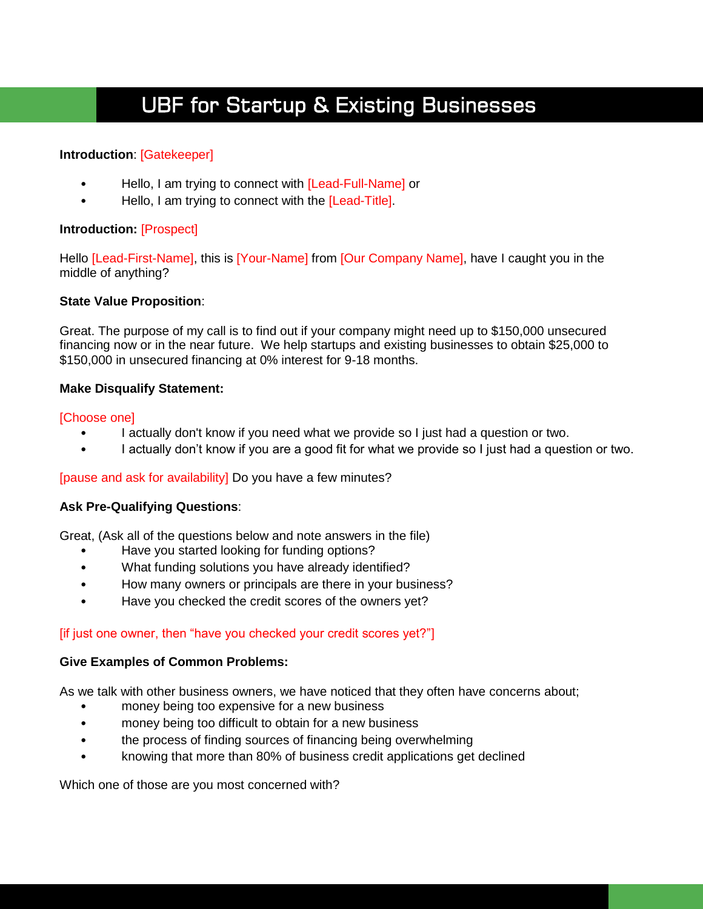# UBF for Startup & Existing Businesses

**Introduction**: [Gatekeeper]

- Hello, I am trying to connect with [Lead-Full-Name] or
- Hello, I am trying to connect with the [Lead-Title].

**Introduction:** [Prospect]

Hello [Lead-First-Name], this is [Your-Name] from [Our Company Name], have I caught you in the middle of anything?

**State Value Proposition**:

Great. The purpose of my call is to find out if your company might need up to $150,000 unsecured financing now or in the near future. We help startups and existing businesses to obtain $25,000 to $150,000 in unsecured financing at 0% interest for 9-18 months.

**Make Disqualify Statement:**

[Choose one]

- I actually don't know if you need what we provide so I just had a question or two.
- I actually don't know if you are a good fit for what we provide so I just had a question or two.

[pause and ask for availability] Do you have a few minutes?

**Ask Pre-Qualifying Questions**:

Great, (Ask all of the questions below and note answers in the file)

- Have you started looking for funding options?
- What funding solutions you have already identified?
- How many owners or principals are there in your business?
- Have you checked the credit scores of the owners yet?

[if just one owner, then "have you checked your credit scores yet?"]

**Give Examples of Common Problems:**

As we talk with other business owners, we have noticed that they often have concerns about;

- money being too expensive for a new business
- money being too difficult to obtain for a new business
- the process of finding sources of financing being overwhelming
- knowing that more than 80% of business credit applications get declined

Which one of those are you most concerned with?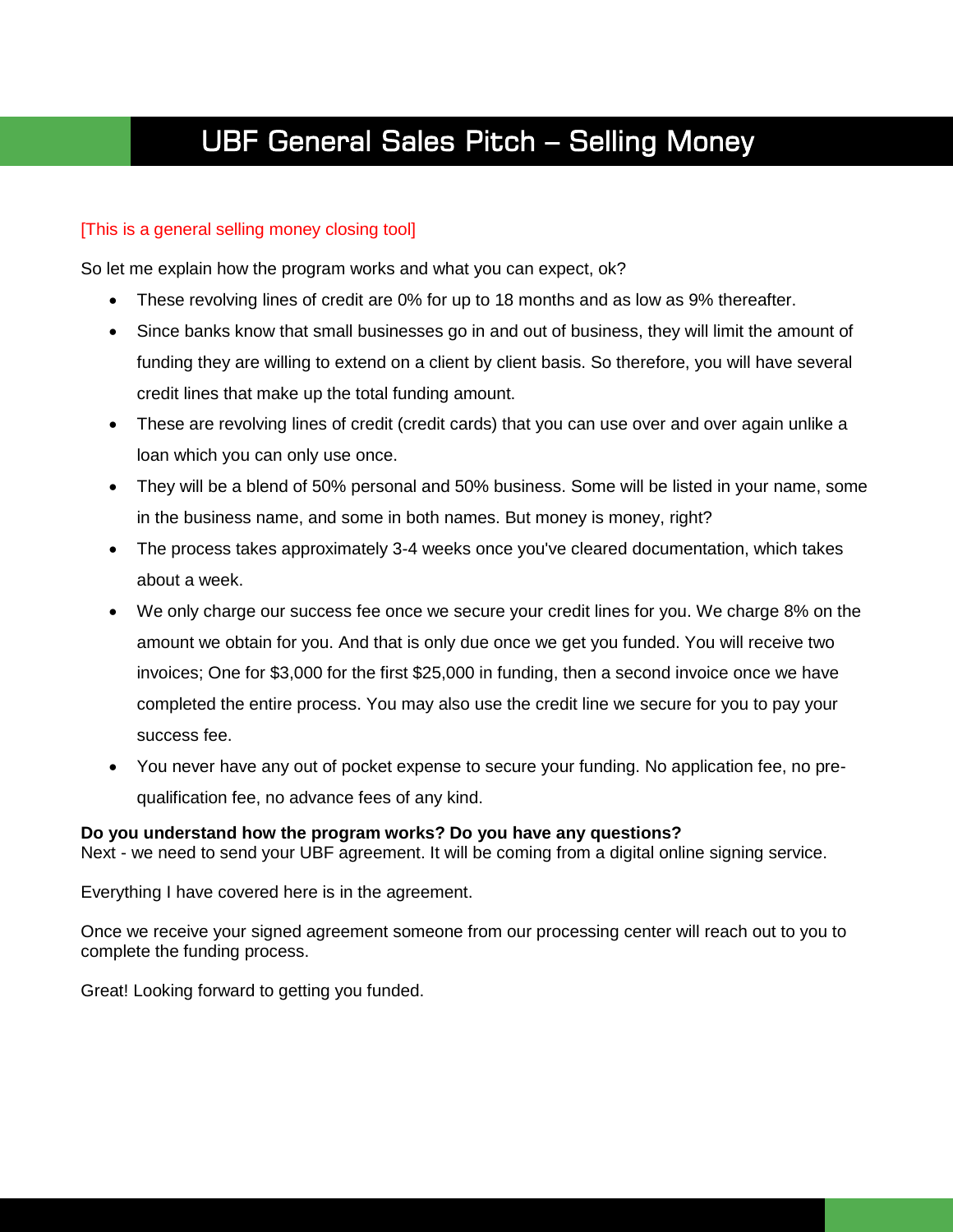# UBF General Sales Pitch – Selling Money

[This is a general selling money closing tool]

So let me explain how the program works and what you can expect, ok?

- These revolving lines of credit are 0% for up to 18 months and as low as 9% thereafter.
- Since banks know that small businesses go in and out of business, they will limit the amount of funding they are willing to extend on a client by client basis. So therefore, you will have several credit lines that make up the total funding amount.
- These are revolving lines of credit (credit cards) that you can use over and over again unlike a loan which you can only use once.
- They will be a blend of 50% personal and 50% business. Some will be listed in your name, some in the business name, and some in both names. But money is money, right?
- The process takes approximately 3-4 weeks once you've cleared documentation, which takes about a week.
- We only charge our success fee once we secure your credit lines for you. We charge 8% on the amount we obtain for you. And that is only due once we get you funded. You will receive two invoices; One for $3,000 for the first $25,000 in funding, then a second invoice once we have completed the entire process. You may also use the credit line we secure for you to pay your success fee.
- You never have any out of pocket expense to secure your funding. No application fee, no pre-qualification fee, no advance fees of any kind.

**Do you understand how the program works? Do you have any questions?**
Next - we need to send your UBF agreement. It will be coming from a digital online signing service.

Everything I have covered here is in the agreement.

Once we receive your signed agreement someone from our processing center will reach out to you to complete the funding process.

Great! Looking forward to getting you funded.